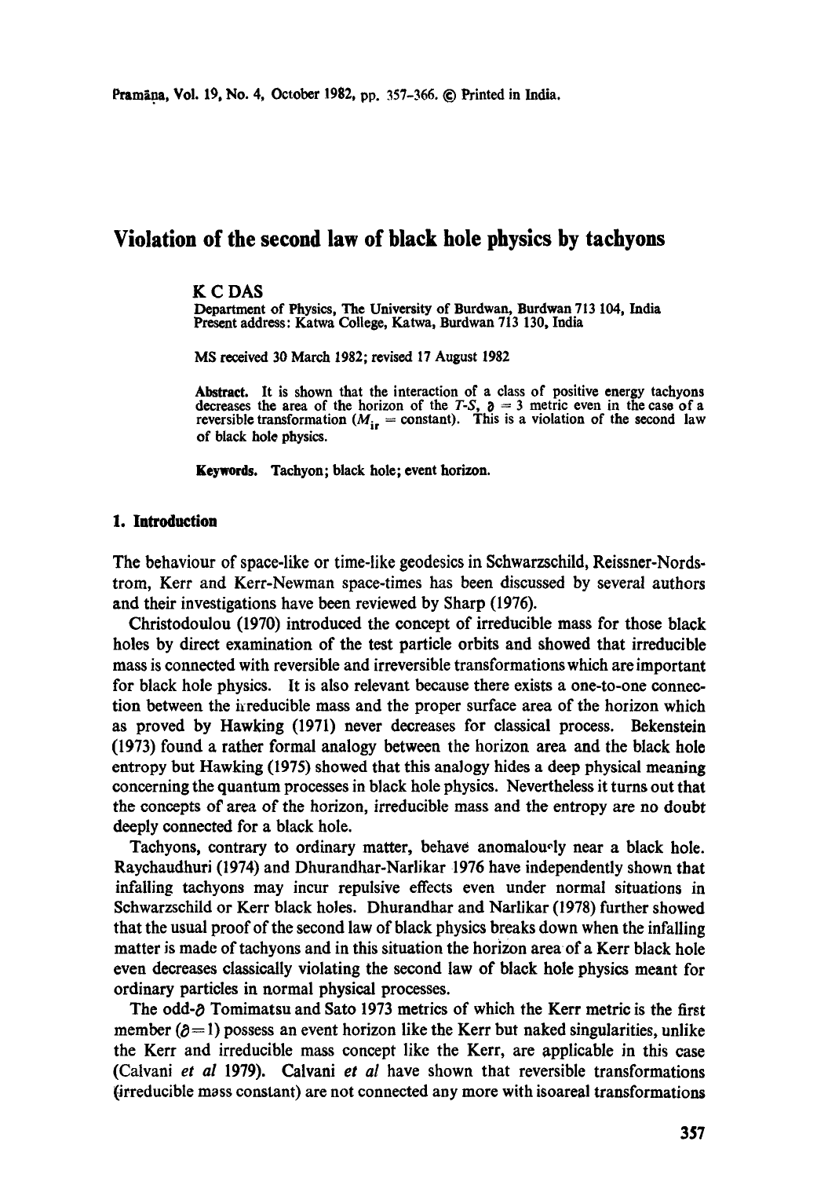# Violation of the second law of black hole physics by tachyons

K C DAS

Department of Physics, The University of Burdwan, Burdwan 713 104, India
Present address: Katwa College, Katwa, Burdwan 713 130, India

MS received 30 March 1982; revised 17 August 1982

**Abstract.** It is shown that the interaction of a class of positive energy tachyons decreases the area of the horizon of the T-S, $\delta = 3$ metric even in the case of a reversible transformation ($M_{ir}$ = constant). This is a violation of the second law of black hole physics.

**Keywords.** Tachyon; black hole; event horizon.

## 1. Introduction

The behaviour of space-like or time-like geodesics in Schwarzschild, Reissner-Nordstrom, Kerr and Kerr-Newman space-times has been discussed by several authors and their investigations have been reviewed by Sharp (1976).

Christodoulou (1970) introduced the concept of irreducible mass for those black holes by direct examination of the test particle orbits and showed that irreducible mass is connected with reversible and irreversible transformations which are important for black hole physics. It is also relevant because there exists a one-to-one connection between the irreducible mass and the proper surface area of the horizon which as proved by Hawking (1971) never decreases for classical process. Bekenstein (1973) found a rather formal analogy between the horizon area and the black hole entropy but Hawking (1975) showed that this analogy hides a deep physical meaning concerning the quantum processes in black hole physics. Nevertheless it turns out that the concepts of area of the horizon, irreducible mass and the entropy are no doubt deeply connected for a black hole.

Tachyons, contrary to ordinary matter, behave anomalously near a black hole. Raychaudhuri (1974) and Dhurandhar-Narlikar 1976 have independently shown that infalling tachyons may incur repulsive effects even under normal situations in Schwarzschild or Kerr black holes. Dhurandhar and Narlikar (1978) further showed that the usual proof of the second law of black physics breaks down when the infalling matter is made of tachyons and in this situation the horizon area of a Kerr black hole even decreases classically violating the second law of black hole physics meant for ordinary particles in normal physical processes.

The odd-$\delta$ Tomimatsu and Sato 1973 metrics of which the Kerr metric is the first member ($\delta = 1$) possess an event horizon like the Kerr but naked singularities, unlike the Kerr and irreducible mass concept like the Kerr, are applicable in this case (Calvani *et al* 1979). Calvani *et al* have shown that reversible transformations (irreducible mass constant) are not connected any more with isoareal transformations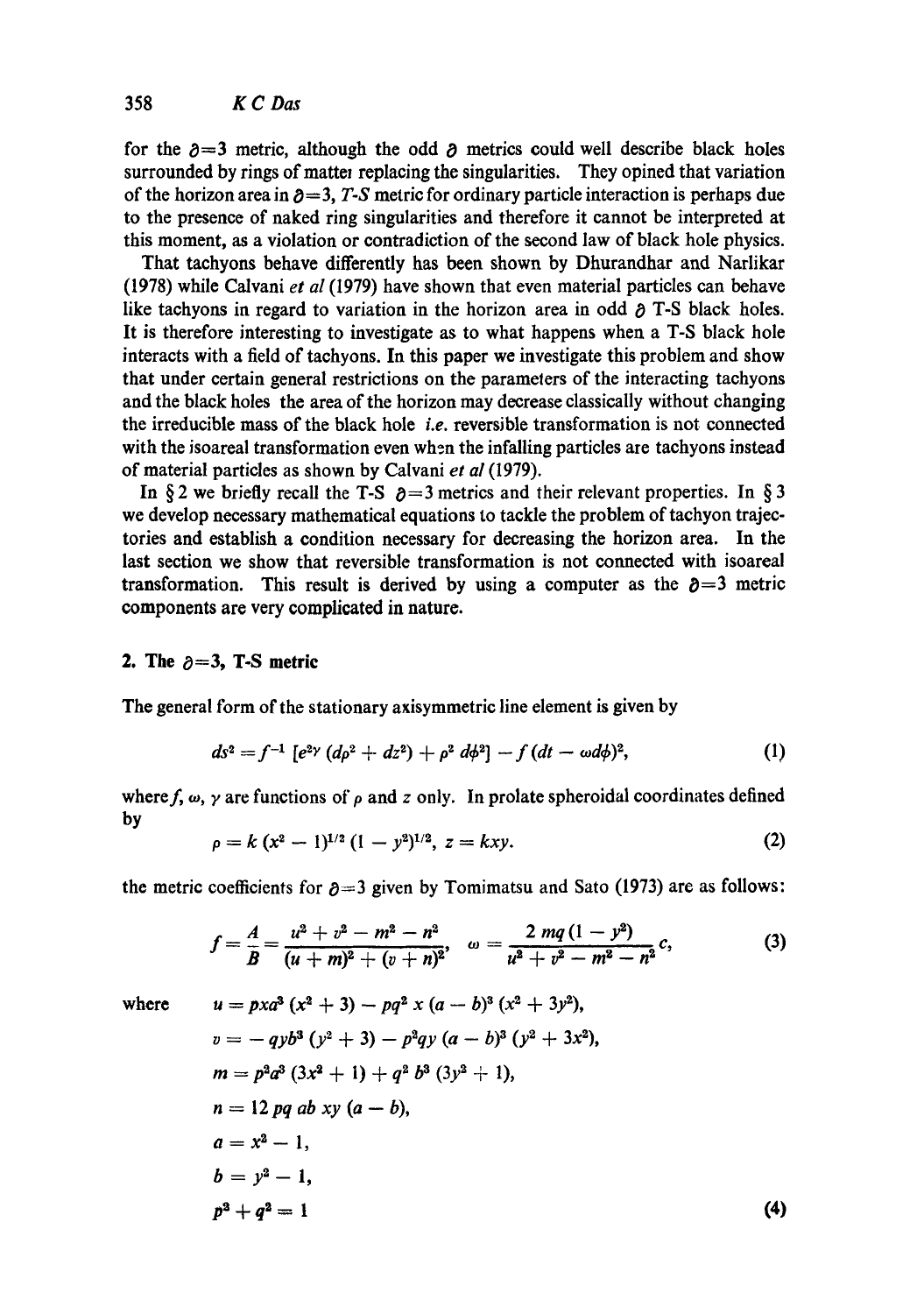for the $\partial=3$ metric, although the odd $\partial$ metrics could well describe black holes surrounded by rings of matter replacing the singularities. They opined that variation of the horizon area in $\partial=3$, *T-S* metric for ordinary particle interaction is perhaps due to the presence of naked ring singularities and therefore it cannot be interpreted at this moment, as a violation or contradiction of the second law of black hole physics.

That tachyons behave differently has been shown by Dhurandhar and Narlikar (1978) while Calvani *et al* (1979) have shown that even material particles can behave like tachyons in regard to variation in the horizon area in odd $\partial$ T-S black holes. It is therefore interesting to investigate as to what happens when a T-S black hole interacts with a field of tachyons. In this paper we investigate this problem and show that under certain general restrictions on the parameters of the interacting tachyons and the black holes the area of the horizon may decrease classically without changing the irreducible mass of the black hole *i.e.* reversible transformation is not connected with the isoareal transformation even when the infalling particles are tachyons instead of material particles as shown by Calvani *et al* (1979).

In § 2 we briefly recall the T-S $\partial=3$ metrics and their relevant properties. In § 3 we develop necessary mathematical equations to tackle the problem of tachyon trajectories and establish a condition necessary for decreasing the horizon area. In the last section we show that reversible transformation is not connected with isoareal transformation. This result is derived by using a computer as the $\partial=3$ metric components are very complicated in nature.

## 2. The $\partial=3$, T-S metric

The general form of the stationary axisymmetric line element is given by

$$ds^2 = f^{-1}\,[e^{2\gamma}(d\rho^2 + dz^2) + \rho^2\, d\phi^2] - f\,(dt - \omega d\phi)^2, \tag{1}$$

where $f$, $\omega$, $\gamma$ are functions of $\rho$ and $z$ only. In prolate spheroidal coordinates defined by

$$\rho = k\,(x^2 - 1)^{1/2}\,(1 - y^2)^{1/2}, \; z = kxy. \tag{2}$$

the metric coefficients for $\partial=3$ given by Tomimatsu and Sato (1973) are as follows:

$$f = \frac{A}{B} = \frac{u^2 + v^2 - m^2 - n^2}{(u+m)^2 + (v+n)^2}, \quad \omega = \frac{2\,mq\,(1-y^2)}{u^2 + v^2 - m^2 - n^2}\,c, \tag{3}$$

where

$$\begin{aligned}
u &= pxa^3\,(x^2+3) - pq^2\,x\,(a-b)^3\,(x^2+3y^2),\\
v &= -\,qyb^3\,(y^2+3) - p^2qy\,(a-b)^3\,(y^2+3x^2),\\
m &= p^2a^3\,(3x^2+1) + q^2\,b^3\,(3y^2+1),\\
n &= 12\,pq\,ab\,xy\,(a-b),\\
a &= x^2 - 1,\\
b &= y^2 - 1,\\
p^2 + q^2 &= 1
\end{aligned} \tag{4}$$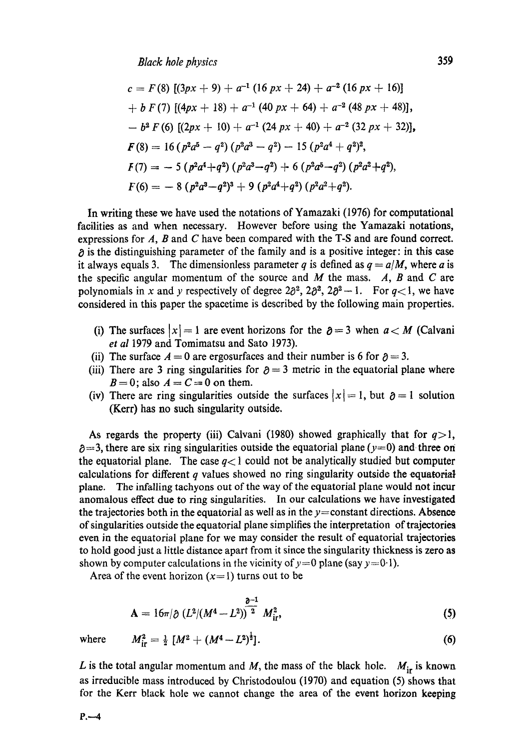$$
\begin{aligned}
c &= F(8)\,[(3px + 9) + a^{-1}(16\,px + 24) + a^{-2}(16\,px + 16)] \\
&\quad + b\,F(7)\,[(4px + 18) + a^{-1}(40\,px + 64) + a^{-2}(48\,px + 48)], \\
&\quad - b^2 F(6)\,[(2px + 10) + a^{-1}(24\,px + 40) + a^{-2}(32\,px + 32)], \\
F(8) &= 16\,(p^2a^5 - q^2)\,(p^2a^3 - q^2) - 15\,(p^2a^4 + q^2)^2, \\
F(7) &= -\,5\,(p^2a^4 + q^2)\,(p^2a^3 - q^2) + 6\,(p^2a^5 - q^2)\,(p^2a^2 + q^2), \\
F(6) &= -\,8\,(p^2a^3 - q^2)^3 + 9\,(p^2a^4 + q^2)\,(p^2a^2 + q^2).
\end{aligned}
$$

In writing these we have used the notations of Yamazaki (1976) for computational facilities as and when necessary. However before using the Yamazaki notations, expressions for $A$, $B$ and $C$ have been compared with the T-S and are found correct. $\partial$ is the distinguishing parameter of the family and is a positive integer: in this case it always equals 3. The dimensionless parameter $q$ is defined as $q = a/M$, where $a$ is the specific angular momentum of the source and $M$ the mass. $A$, $B$ and $C$ are polynomials in $x$ and $y$ respectively of degree $2\partial^2$, $2\partial^2$, $2\partial^2 - 1$. For $q<1$, we have considered in this paper the spacetime is described by the following main properties.

(i) The surfaces $|x| = 1$ are event horizons for the $\partial = 3$ when $a < M$ (Calvani *et al* 1979 and Tomimatsu and Sato 1973).
(ii) The surface $A = 0$ are ergosurfaces and their number is 6 for $\partial = 3$.
(iii) There are 3 ring singularities for $\partial = 3$ metric in the equatorial plane where $B = 0$; also $A = C = 0$ on them.
(iv) There are ring singularities outside the surfaces $|x| = 1$, but $\partial = 1$ solution (Kerr) has no such singularity outside.

As regards the property (iii) Calvani (1980) showed graphically that for $q>1$, $\partial=3$, there are six ring singularities outside the equatorial plane ($y=0$) and three on the equatorial plane. The case $q<1$ could not be analytically studied but computer calculations for different $q$ values showed no ring singularity outside the equatorial plane. The infalling tachyons out of the way of the equatorial plane would not incur anomalous effect due to ring singularities. In our calculations we have investigated the trajectories both in the equatorial as well as in the $y$=constant directions. Absence of singularities outside the equatorial plane simplifies the interpretation of trajectories even in the equatorial plane for we may consider the result of equatorial trajectories to hold good just a little distance apart from it since the singularity thickness is zero as shown by computer calculations in the vicinity of $y=0$ plane (say $y=0{\cdot}1$).

Area of the event horizon ($x=1$) turns out to be

$$
\mathrm{A} = 16\pi/\partial\,\left(L^2/(M^4 - L^2)\right)^{\frac{\partial-1}{2}}\,M_{\mathrm{ir}}^2, \tag{5}
$$

where
$$
M_{\mathrm{ir}}^2 = \tfrac{1}{2}\left[M^2 + (M^4 - L^2)^{\frac{1}{2}}\right]. \tag{6}
$$

$L$ is the total angular momentum and $M$, the mass of the black hole. $M_{\mathrm{ir}}$ is known as irreducible mass introduced by Christodoulou (1970) and equation (5) shows that for the Kerr black hole we cannot change the area of the event horizon keeping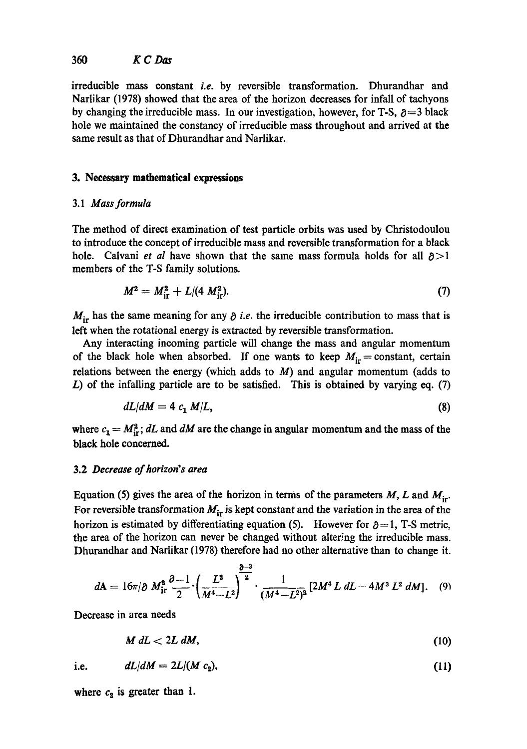irreducible mass constant *i.e.* by reversible transformation. Dhurandhar and Narlikar (1978) showed that the area of the horizon decreases for infall of tachyons by changing the irreducible mass. In our investigation, however, for T-S, $\delta=3$ black hole we maintained the constancy of irreducible mass throughout and arrived at the same result as that of Dhurandhar and Narlikar.

## 3. Necessary mathematical expressions

### 3.1 *Mass formula*

The method of direct examination of test particle orbits was used by Christodoulou to introduce the concept of irreducible mass and reversible transformation for a black hole. Calvani *et al* have shown that the same mass formula holds for all $\delta>1$ members of the T-S family solutions.

$$M^2 = M_{\rm ir}^2 + L/(4\, M_{\rm ir}^2). \tag{7}$$

$M_{\rm ir}$ has the same meaning for any $\delta$ *i.e.* the irreducible contribution to mass that is left when the rotational energy is extracted by reversible transformation.

Any interacting incoming particle will change the mass and angular momentum of the black hole when absorbed. If one wants to keep $M_{\rm ir} = \text{constant}$, certain relations between the energy (which adds to $M$) and angular momentum (adds to $L$) of the infalling particle are to be satisfied. This is obtained by varying eq. (7)

$$dL/dM = 4\, c_1\, M/L, \tag{8}$$

where $c_1 = M_{\rm ir}^2$; $dL$ and $dM$ are the change in angular momentum and the mass of the black hole concerned.

### 3.2 *Decrease of horizon's area*

Equation (5) gives the area of the horizon in terms of the parameters $M$, $L$ and $M_{\rm ir}$. For reversible transformation $M_{\rm ir}$ is kept constant and the variation in the area of the horizon is estimated by differentiating equation (5). However for $\delta=1$, T-S metric, the area of the horizon can never be changed without altering the irreducible mass. Dhurandhar and Narlikar (1978) therefore had no other alternative than to change it.

$$dA = 16\pi/\delta\; M_{\rm ir}^2\, \frac{\delta-1}{2}\cdot\left(\frac{L^2}{M^4-L^2}\right)^{\frac{\delta-3}{2}} \cdot \frac{1}{(M^4-L^2)^2}\,[2M^4\, L\, dL - 4M^3\, L^2\, dM]. \tag{9}$$

Decrease in area needs

$$M\, dL < 2L\, dM, \tag{10}$$

i.e. $$dL/dM = 2L/(M\, c_2), \tag{11}$$

where $c_2$ is greater than 1.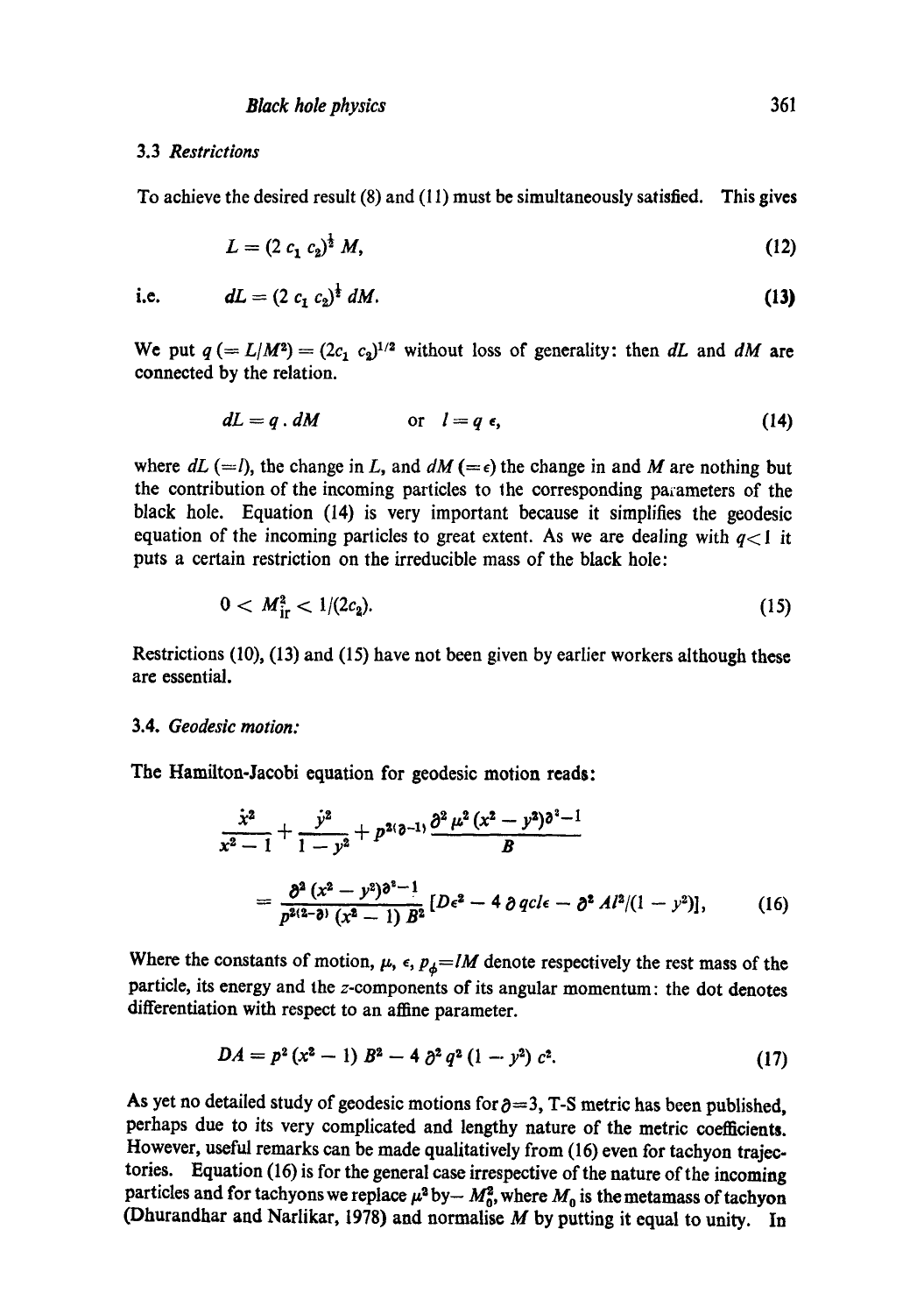### 3.3 *Restrictions*

To achieve the desired result (8) and (11) must be simultaneously satisfied. This gives

$$L = (2\, c_1\, c_2)^{\frac{1}{2}}\, M, \tag{12}$$

i.e.
$$dL = (2\, c_1\, c_2)^{\frac{1}{2}}\, dM. \tag{13}$$

We put $q\, (= L/M^2) = (2c_1\, c_2)^{1/2}$ without loss of generality: then $dL$ and $dM$ are connected by the relation.

$$dL = q\, .\, dM \qquad \text{or} \quad l = q\, \epsilon, \tag{14}$$

where $dL\,(=l)$, the change in $L$, and $dM\,(=\epsilon)$ the change in and $M$ are nothing but the contribution of the incoming particles to the corresponding parameters of the black hole. Equation (14) is very important because it simplifies the geodesic equation of the incoming particles to great extent. As we are dealing with $q<1$ it puts a certain restriction on the irreducible mass of the black hole:

$$0 < M_{\text{ir}}^2 < 1/(2c_2). \tag{15}$$

Restrictions (10), (13) and (15) have not been given by earlier workers although these are essential.

### 3.4. *Geodesic motion:*

The Hamilton-Jacobi equation for geodesic motion reads:

$$\frac{\dot{x}^2}{x^2-1} + \frac{\dot{y}^2}{1-y^2} + p^{2(\partial-1)} \frac{\partial^2\, \mu^2\, (x^2-y^2)\partial^2-1}{B}$$

$$= \frac{\partial^2\, (x^2-y^2)\partial^2-1}{p^{2(2-\partial)}\, (x^2-1)\, B^2} \left[D\epsilon^2 - 4\, \partial\, qcl\epsilon - \partial^2\, Al^2/(1-y^2)\right], \tag{16}$$

Where the constants of motion, $\mu$, $\epsilon$, $p_\phi = lM$ denote respectively the rest mass of the particle, its energy and the $z$-components of its angular momentum: the dot denotes differentiation with respect to an affine parameter.

$$DA = p^2\, (x^2-1)\, B^2 - 4\, \partial^2\, q^2\, (1-y^2)\, c^2. \tag{17}$$

As yet no detailed study of geodesic motions for $\partial=3$, T-S metric has been published, perhaps due to its very complicated and lengthy nature of the metric coefficients. However, useful remarks can be made qualitatively from (16) even for tachyon trajectories. Equation (16) is for the general case irrespective of the nature of the incoming particles and for tachyons we replace $\mu^2$ by $-M_0^2$, where $M_0$ is the metamass of tachyon (Dhurandhar and Narlikar, 1978) and normalise $M$ by putting it equal to unity. In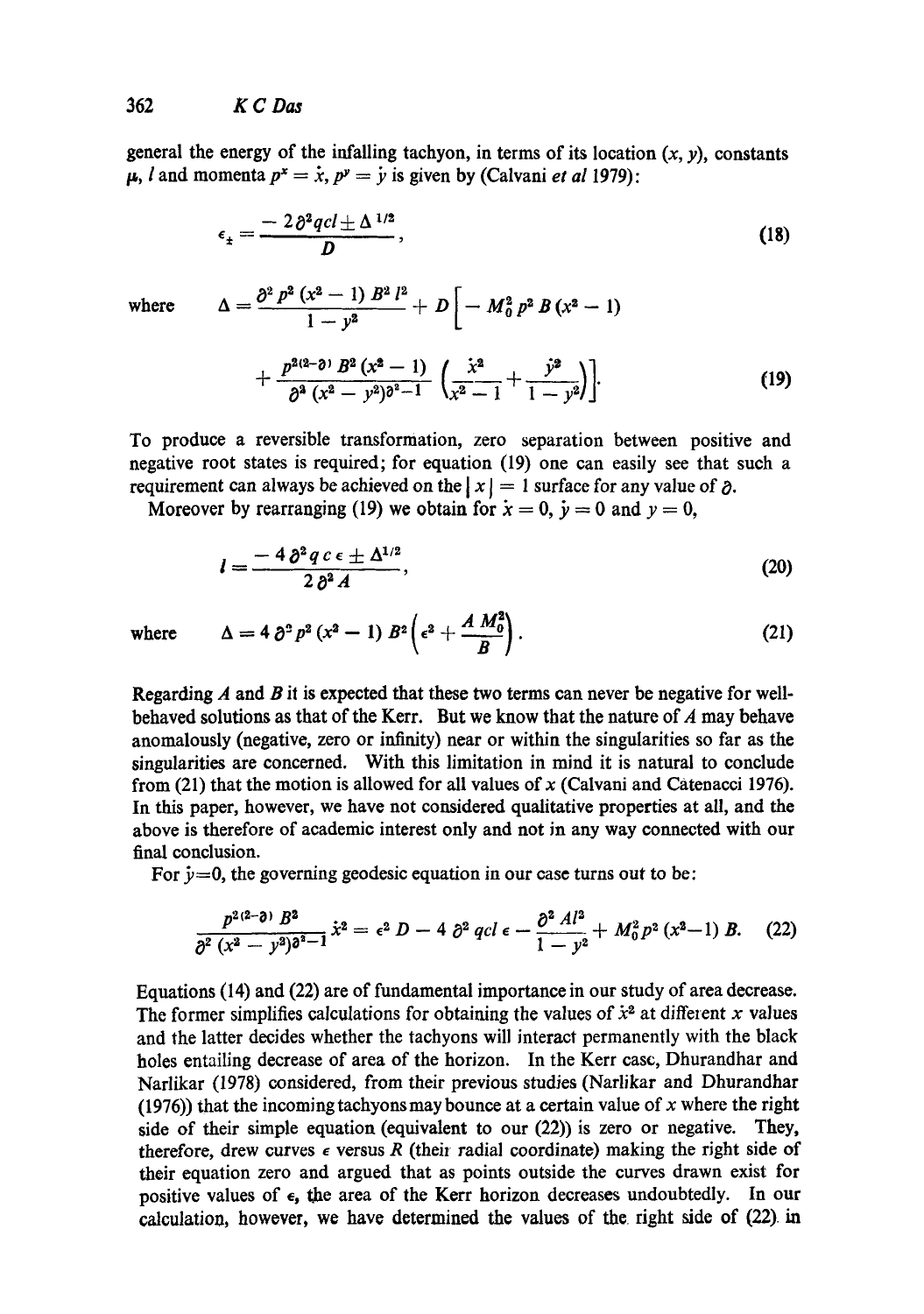general the energy of the infalling tachyon, in terms of its location $(x, y)$, constants $\mu$, $l$ and momenta $p^x = \dot{x}$, $p^y = \dot{y}$ is given by (Calvani *et al* 1979):

$$\epsilon_{\pm} = \frac{-2\partial^2 qcl \pm \Delta^{1/2}}{D}, \tag{18}$$

where
$$\Delta = \frac{\partial^2 p^2 (x^2-1) B^2 l^2}{1-y^2} + D\left[-M_0^2 p^2 B(x^2-1) + \frac{p^{2(2-\partial)} B^2 (x^2-1)}{\partial^2 (x^2-y^2)^{\partial^2-1}} \left(\frac{\dot{x}^2}{x^2-1} + \frac{\dot{y}^2}{1-y^2}\right)\right]. \tag{19}$$

To produce a reversible transformation, zero separation between positive and negative root states is required; for equation (19) one can easily see that such a requirement can always be achieved on the $|x| = 1$ surface for any value of $\partial$.

Moreover by rearranging (19) we obtain for $\dot{x} = 0$, $\dot{y} = 0$ and $y = 0$,

$$l = \frac{-4\partial^2 q c \epsilon \pm \Delta^{1/2}}{2\partial^2 A}, \tag{20}$$

where
$$\Delta = 4\partial^2 p^2 (x^2-1) B^2 \left(\epsilon^2 + \frac{A M_0^2}{B}\right). \tag{21}$$

Regarding $A$ and $B$ it is expected that these two terms can never be negative for well-behaved solutions as that of the Kerr. But we know that the nature of $A$ may behave anomalously (negative, zero or infinity) near or within the singularities so far as the singularities are concerned. With this limitation in mind it is natural to conclude from (21) that the motion is allowed for all values of $x$ (Calvani and Catenacci 1976). In this paper, however, we have not considered qualitative properties at all, and the above is therefore of academic interest only and not in any way connected with our final conclusion.

For $\dot{y}=0$, the governing geodesic equation in our case turns out to be:

$$\frac{p^{2(2-\partial)} B^2}{\partial^2 (x^2-y^2)^{\partial^2-1}} \dot{x}^2 = \epsilon^2 D - 4\partial^2 qcl\epsilon - \frac{\partial^2 A l^2}{1-y^2} + M_0^2 p^2 (x^2-1) B. \tag{22}$$

Equations (14) and (22) are of fundamental importance in our study of area decrease. The former simplifies calculations for obtaining the values of $\dot{x}^2$ at different $x$ values and the latter decides whether the tachyons will interact permanently with the black holes entailing decrease of area of the horizon. In the Kerr case, Dhurandhar and Narlikar (1978) considered, from their previous studies (Narlikar and Dhurandhar (1976)) that the incoming tachyons may bounce at a certain value of $x$ where the right side of their simple equation (equivalent to our (22)) is zero or negative. They, therefore, drew curves $\epsilon$ versus $R$ (their radial coordinate) making the right side of their equation zero and argued that as points outside the curves drawn exist for positive values of $\epsilon$, the area of the Kerr horizon decreases undoubtedly. In our calculation, however, we have determined the values of the right side of (22) in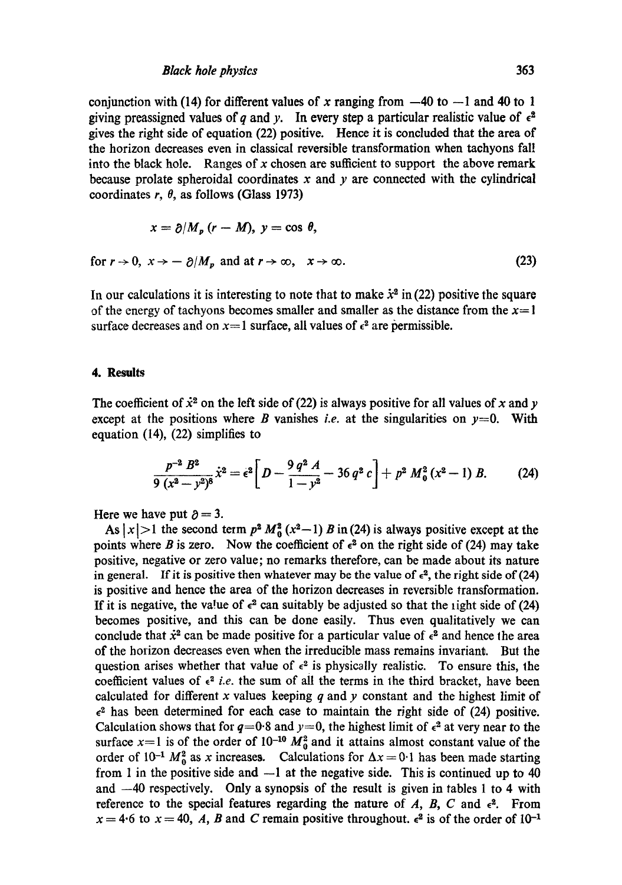conjunction with (14) for different values of $x$ ranging from $-40$ to $-1$ and 40 to 1 giving preassigned values of $q$ and $y$. In every step a particular realistic value of $\epsilon^2$ gives the right side of equation (22) positive. Hence it is concluded that the area of the horizon decreases even in classical reversible transformation when tachyons fall into the black hole. Ranges of $x$ chosen are sufficient to support the above remark because prolate spheroidal coordinates $x$ and $y$ are connected with the cylindrical coordinates $r$, $\theta$, as follows (Glass 1973)

$$x = \partial/M_p\,(r - M),\ y = \cos\theta,$$

$$\text{for } r \to 0,\ x \to -\partial/M_p \text{ and at } r \to \infty,\quad x \to \infty. \tag{23}$$

In our calculations it is interesting to note that to make $\dot{x}^2$ in (22) positive the square of the energy of tachyons becomes smaller and smaller as the distance from the $x=1$ surface decreases and on $x=1$ surface, all values of $\epsilon^2$ are permissible.

## 4. Results

The coefficient of $\dot{x}^2$ on the left side of (22) is always positive for all values of $x$ and $y$ except at the positions where $B$ vanishes *i.e.* at the singularities on $y=0$. With equation (14), (22) simplifies to

$$\frac{p^{-2}\,B^2}{9\,(x^2-y^2)^8}\,\dot{x}^2 = \epsilon^2\left[D - \frac{9\,q^2\,A}{1-y^2} - 36\,q^2\,c\right] + p^2\,M_0^2\,(x^2-1)\,B. \tag{24}$$

Here we have put $\partial = 3$.

As $|x|>1$ the second term $p^2 M_0^2 (x^2-1) B$ in (24) is always positive except at the points where $B$ is zero. Now the coefficient of $\epsilon^2$ on the right side of (24) may take positive, negative or zero value; no remarks therefore, can be made about its nature in general. If it is positive then whatever may be the value of $\epsilon^2$, the right side of (24) is positive and hence the area of the horizon decreases in reversible transformation. If it is negative, the value of $\epsilon^2$ can suitably be adjusted so that the right side of (24) becomes positive, and this can be done easily. Thus even qualitatively we can conclude that $\dot{x}^2$ can be made positive for a particular value of $\epsilon^2$ and hence the area of the horizon decreases even when the irreducible mass remains invariant. But the question arises whether that value of $\epsilon^2$ is physically realistic. To ensure this, the coefficient values of $\epsilon^2$ *i.e.* the sum of all the terms in the third bracket, have been calculated for different $x$ values keeping $q$ and $y$ constant and the highest limit of $\epsilon^2$ has been determined for each case to maintain the right side of (24) positive. Calculation shows that for $q=0{\cdot}8$ and $y=0$, the highest limit of $\epsilon^2$ at very near to the surface $x=1$ is of the order of $10^{-10}\,M_0^2$ and it attains almost constant value of the order of $10^{-1}\,M_0^2$ as $x$ increases. Calculations for $\Delta x = 0{\cdot}1$ has been made starting from 1 in the positive side and $-1$ at the negative side. This is continued up to 40 and $-40$ respectively. Only a synopsis of the result is given in tables 1 to 4 with reference to the special features regarding the nature of $A$, $B$, $C$ and $\epsilon^2$. From $x = 4{\cdot}6$ to $x = 40$, $A$, $B$ and $C$ remain positive throughout. $\epsilon^2$ is of the order of $10^{-1}$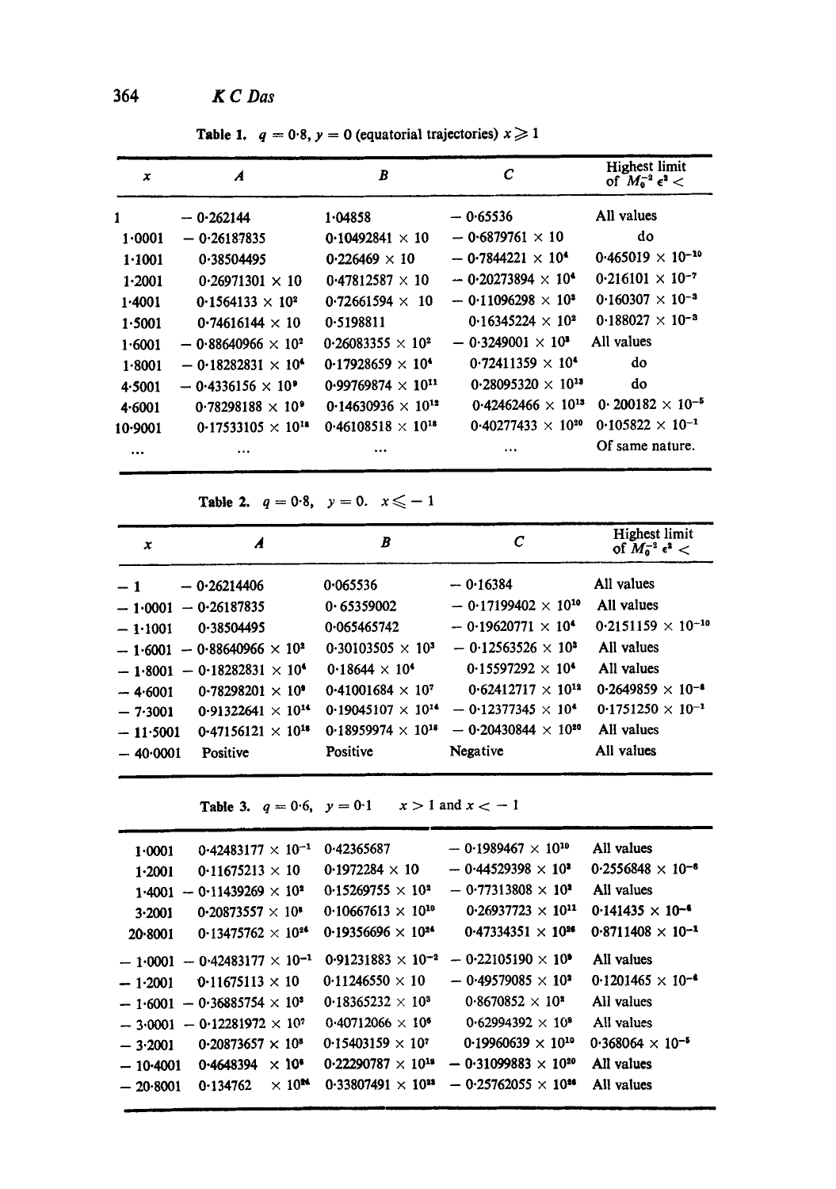**Table 1.** $q = 0{\cdot}8$, $y = 0$ (equatorial trajectories) $x \geqslant 1$

| $x$ | $A$ | $B$ | $C$ | Highest limit of $M_0^{-2}\epsilon^2 <$ |
|---|---|---|---|---|
| 1 | $-0{\cdot}262144$ | $1{\cdot}04858$ | $-0{\cdot}65536$ | All values |
| 1·0001 | $-0{\cdot}26187835$ | $0{\cdot}10492841 \times 10$ | $-0{\cdot}6879761 \times 10$ | do |
| 1·1001 | $0{\cdot}38504495$ | $0{\cdot}226469 \times 10$ | $-0{\cdot}7844221 \times 10^4$ | $0{\cdot}465019 \times 10^{-10}$ |
| 1·2001 | $0{\cdot}26971301 \times 10$ | $0{\cdot}47812587 \times 10$ | $-0{\cdot}20273894 \times 10^4$ | $0{\cdot}216101 \times 10^{-7}$ |
| 1·4001 | $0{\cdot}1564133 \times 10^2$ | $0{\cdot}72661594 \times 10$ | $-0{\cdot}11096298 \times 10^3$ | $0{\cdot}160307 \times 10^{-3}$ |
| 1·5001 | $0{\cdot}74616144 \times 10$ | $0{\cdot}5198811$ | $0{\cdot}16345224 \times 10^2$ | $0{\cdot}188027 \times 10^{-3}$ |
| 1·6001 | $-0{\cdot}88640966 \times 10^2$ | $0{\cdot}26083355 \times 10^2$ | $-0{\cdot}3249001 \times 10^3$ | All values |
| 1·8001 | $-0{\cdot}18282831 \times 10^4$ | $0{\cdot}17928659 \times 10^4$ | $0{\cdot}72411359 \times 10^4$ | do |
| 4·5001 | $-0{\cdot}4336156 \times 10^9$ | $0{\cdot}99769874 \times 10^{11}$ | $0{\cdot}28095320 \times 10^{13}$ | do |
| 4·6001 | $0{\cdot}78298188 \times 10^9$ | $0{\cdot}14630936 \times 10^{12}$ | $0{\cdot}42462466 \times 10^{13}$ | $0{\cdot}200182 \times 10^{-5}$ |
| 10·9001 | $0{\cdot}17533105 \times 10^{18}$ | $0{\cdot}46108518 \times 10^{18}$ | $0{\cdot}40277433 \times 10^{20}$ | $0{\cdot}105822 \times 10^{-1}$ |
| ... | ... | ... | ... | Of same nature. |

**Table 2.** $q = 0{\cdot}8$, $y = 0$. $x \leqslant -1$

| $x$ | $A$ | $B$ | $C$ | Highest limit of $M_0^{-2}\epsilon^2 <$ |
|---|---|---|---|---|
| $-1$ | $-0{\cdot}26214406$ | $0{\cdot}065536$ | $-0{\cdot}16384$ | All values |
| $-1{\cdot}0001$ | $-0{\cdot}26187835$ | $0{\cdot}65359002$ | $-0{\cdot}17199402 \times 10^{10}$ | All values |
| $-1{\cdot}1001$ | $0{\cdot}38504495$ | $0{\cdot}065465742$ | $-0{\cdot}19620771 \times 10^4$ | $0{\cdot}2151159 \times 10^{-10}$ |
| $-1{\cdot}6001$ | $-0{\cdot}88640966 \times 10^2$ | $0{\cdot}30103505 \times 10^3$ | $-0{\cdot}12563526 \times 10^3$ | All values |
| $-1{\cdot}8001$ | $-0{\cdot}18282831 \times 10^4$ | $0{\cdot}18644 \times 10^4$ | $0{\cdot}15597292 \times 10^4$ | All values |
| $-4{\cdot}6001$ | $0{\cdot}78298201 \times 10^9$ | $0{\cdot}41001684 \times 10^7$ | $0{\cdot}62412717 \times 10^{12}$ | $0{\cdot}2649859 \times 10^{-8}$ |
| $-7{\cdot}3001$ | $0{\cdot}91322641 \times 10^{14}$ | $0{\cdot}19045107 \times 10^{14}$ | $-0{\cdot}12377345 \times 10^4$ | $0{\cdot}1751250 \times 10^{-1}$ |
| $-11{\cdot}5001$ | $0{\cdot}47156121 \times 10^{18}$ | $0{\cdot}18959974 \times 10^{18}$ | $-0{\cdot}20430844 \times 10^{20}$ | All values |
| $-40{\cdot}0001$ | Positive | Positive | Negative | All values |

**Table 3.** $q = 0{\cdot}6$, $y = 0{\cdot}1$ $x > 1$ and $x < -1$

| | | | | |
|---|---|---|---|---|
| 1·0001 | $0{\cdot}42483177 \times 10^{-1}$ | $0{\cdot}42365687$ | $-0{\cdot}1989467 \times 10^{10}$ | All values |
| 1·2001 | $0{\cdot}11675213 \times 10$ | $0{\cdot}1972284 \times 10$ | $-0{\cdot}44529398 \times 10^3$ | $0{\cdot}2556848 \times 10^{-6}$ |
| 1·4001 | $-0{\cdot}11439269 \times 10^2$ | $0{\cdot}15269755 \times 10^2$ | $-0{\cdot}77313808 \times 10^2$ | All values |
| 3·2001 | $0{\cdot}20873557 \times 10^8$ | $0{\cdot}10667613 \times 10^{10}$ | $0{\cdot}26937723 \times 10^{11}$ | $0{\cdot}141435 \times 10^{-4}$ |
| 20·8001 | $0{\cdot}13475762 \times 10^{24}$ | $0{\cdot}19356696 \times 10^{24}$ | $0{\cdot}47334351 \times 10^{26}$ | $0{\cdot}8711408 \times 10^{-1}$ |
| $-1{\cdot}0001$ | $-0{\cdot}42483177 \times 10^{-1}$ | $0{\cdot}91231883 \times 10^{-2}$ | $-0{\cdot}22105190 \times 10^9$ | All values |
| $-1{\cdot}2001$ | $0{\cdot}11675113 \times 10$ | $0{\cdot}11246550 \times 10$ | $-0{\cdot}49579085 \times 10^2$ | $0{\cdot}1201465 \times 10^{-4}$ |
| $-1{\cdot}6001$ | $-0{\cdot}36885754 \times 10^3$ | $0{\cdot}18365232 \times 10^3$ | $0{\cdot}8670852 \times 10^2$ | All values |
| $-3{\cdot}0001$ | $-0{\cdot}12281972 \times 10^7$ | $0{\cdot}40712066 \times 10^6$ | $0{\cdot}62994392 \times 10^9$ | All values |
| $-3{\cdot}2001$ | $0{\cdot}20873657 \times 10^8$ | $0{\cdot}15403159 \times 10^7$ | $0{\cdot}19960639 \times 10^{10}$ | $0{\cdot}368064 \times 10^{-5}$ |
| $-10{\cdot}4001$ | $0{\cdot}4648394 \times 10^8$ | $0{\cdot}22290787 \times 10^{18}$ | $-0{\cdot}31099883 \times 10^{20}$ | All values |
| $-20{\cdot}8001$ | $0{\cdot}134762 \times 10^{24}$ | $0{\cdot}33807491 \times 10^{23}$ | $-0{\cdot}25762055 \times 10^{26}$ | All values |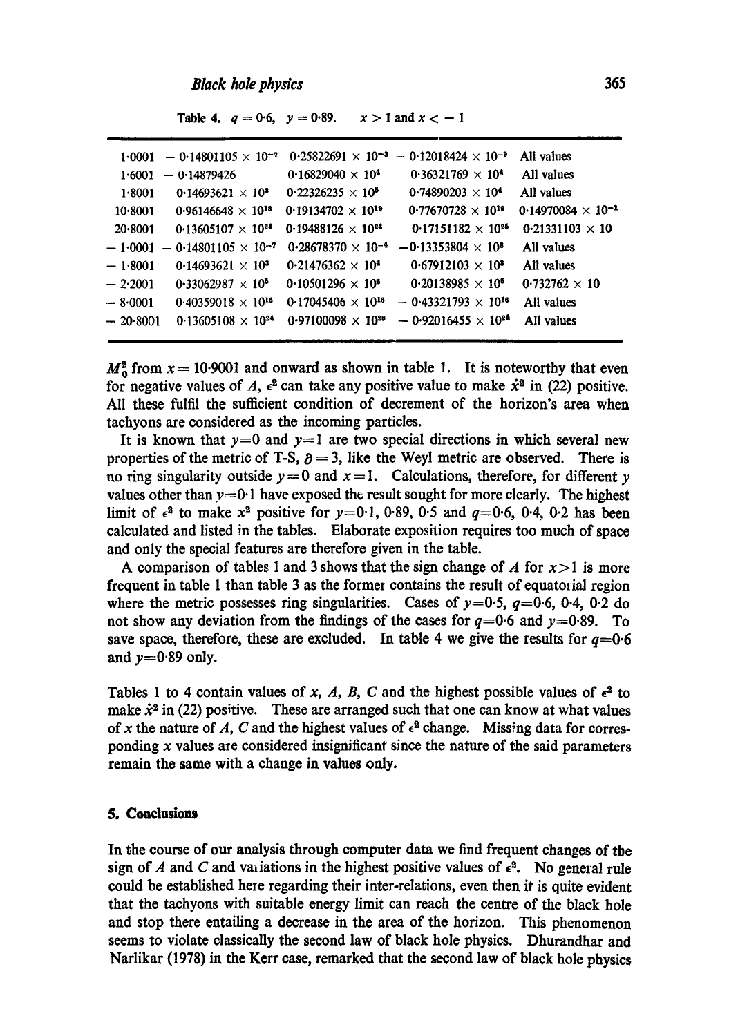Table 4. $q = 0{\cdot}6$, $y = 0{\cdot}89$. $x > 1$ and $x < -1$

| | | | | |
|---|---|---|---|---|
| 1·0001 | $-0{\cdot}14801105 \times 10^{-7}$ | $0{\cdot}25822691 \times 10^{-3}$ | $-0{\cdot}12018424 \times 10^{-9}$ | All values |
| 1·6001 | $-0{\cdot}14879426$ | $0{\cdot}16829040 \times 10^{4}$ | $0{\cdot}36321769 \times 10^{4}$ | All values |
| 1·8001 | $0{\cdot}14693621 \times 10^{3}$ | $0{\cdot}22326235 \times 10^{5}$ | $0{\cdot}74890203 \times 10^{4}$ | All values |
| 10·8001 | $0{\cdot}96146648 \times 10^{18}$ | $0{\cdot}19134702 \times 10^{19}$ | $0{\cdot}77670728 \times 10^{19}$ | $0{\cdot}14970084 \times 10^{-1}$ |
| 20·8001 | $0{\cdot}13605107 \times 10^{24}$ | $0{\cdot}19488126 \times 10^{24}$ | $0{\cdot}17151182 \times 10^{25}$ | $0{\cdot}21331103 \times 10$ |
| $-$ 1·0001 | $-0{\cdot}14801105 \times 10^{-7}$ | $0{\cdot}28678370 \times 10^{-4}$ | $-0{\cdot}13353804 \times 10^{8}$ | All values |
| $-$ 1·8001 | $0{\cdot}14693621 \times 10^{3}$ | $0{\cdot}21476362 \times 10^{4}$ | $0{\cdot}67912103 \times 10^{3}$ | All values |
| $-$ 2·2001 | $0{\cdot}33062987 \times 10^{5}$ | $0{\cdot}10501296 \times 10^{6}$ | $0{\cdot}20138985 \times 10^{5}$ | $0{\cdot}732762 \times 10$ |
| $-$ 8·0001 | $0{\cdot}40359018 \times 10^{16}$ | $0{\cdot}17045406 \times 10^{16}$ | $-0{\cdot}43321793 \times 10^{16}$ | All values |
| $-$ 20·8001 | $0{\cdot}13605108 \times 10^{24}$ | $0{\cdot}97100098 \times 10^{23}$ | $-0{\cdot}92016455 \times 10^{24}$ | All values |

$M_0^2$ from $x = 10{\cdot}9001$ and onward as shown in table 1. It is noteworthy that even for negative values of $A$, $\epsilon^2$ can take any positive value to make $\dot{x}^2$ in (22) positive. All these fulfil the sufficient condition of decrement of the horizon's area when tachyons are considered as the incoming particles.

It is known that $y=0$ and $y=1$ are two special directions in which several new properties of the metric of T-S, $\delta = 3$, like the Weyl metric are observed. There is no ring singularity outside $y=0$ and $x=1$. Calculations, therefore, for different $y$ values other than $y=0{\cdot}1$ have exposed the result sought for more clearly. The highest limit of $\epsilon^2$ to make $x^2$ positive for $y=0{\cdot}1$, $0{\cdot}89$, $0{\cdot}5$ and $q=0{\cdot}6$, $0{\cdot}4$, $0{\cdot}2$ has been calculated and listed in the tables. Elaborate exposition requires too much of space and only the special features are therefore given in the table.

A comparison of tables 1 and 3 shows that the sign change of $A$ for $x>1$ is more frequent in table 1 than table 3 as the former contains the result of equatorial region where the metric possesses ring singularities. Cases of $y=0{\cdot}5$, $q=0{\cdot}6$, $0{\cdot}4$, $0{\cdot}2$ do not show any deviation from the findings of the cases for $q=0{\cdot}6$ and $y=0{\cdot}89$. To save space, therefore, these are excluded. In table 4 we give the results for $q=0{\cdot}6$ and $y=0{\cdot}89$ only.

Tables 1 to 4 contain values of $x$, $A$, $B$, $C$ and the highest possible values of $\epsilon^2$ to make $\dot{x}^2$ in (22) positive. These are arranged such that one can know at what values of $x$ the nature of $A$, $C$ and the highest values of $\epsilon^2$ change. Missing data for corresponding $x$ values are considered insignificant since the nature of the said parameters remain the same with a change in values only.

## 5. Conclusions

In the course of our analysis through computer data we find frequent changes of the sign of $A$ and $C$ and variations in the highest positive values of $\epsilon^2$. No general rule could be established here regarding their inter-relations, even then it is quite evident that the tachyons with suitable energy limit can reach the centre of the black hole and stop there entailing a decrease in the area of the horizon. This phenomenon seems to violate classically the second law of black hole physics. Dhurandhar and Narlikar (1978) in the Kerr case, remarked that the second law of black hole physics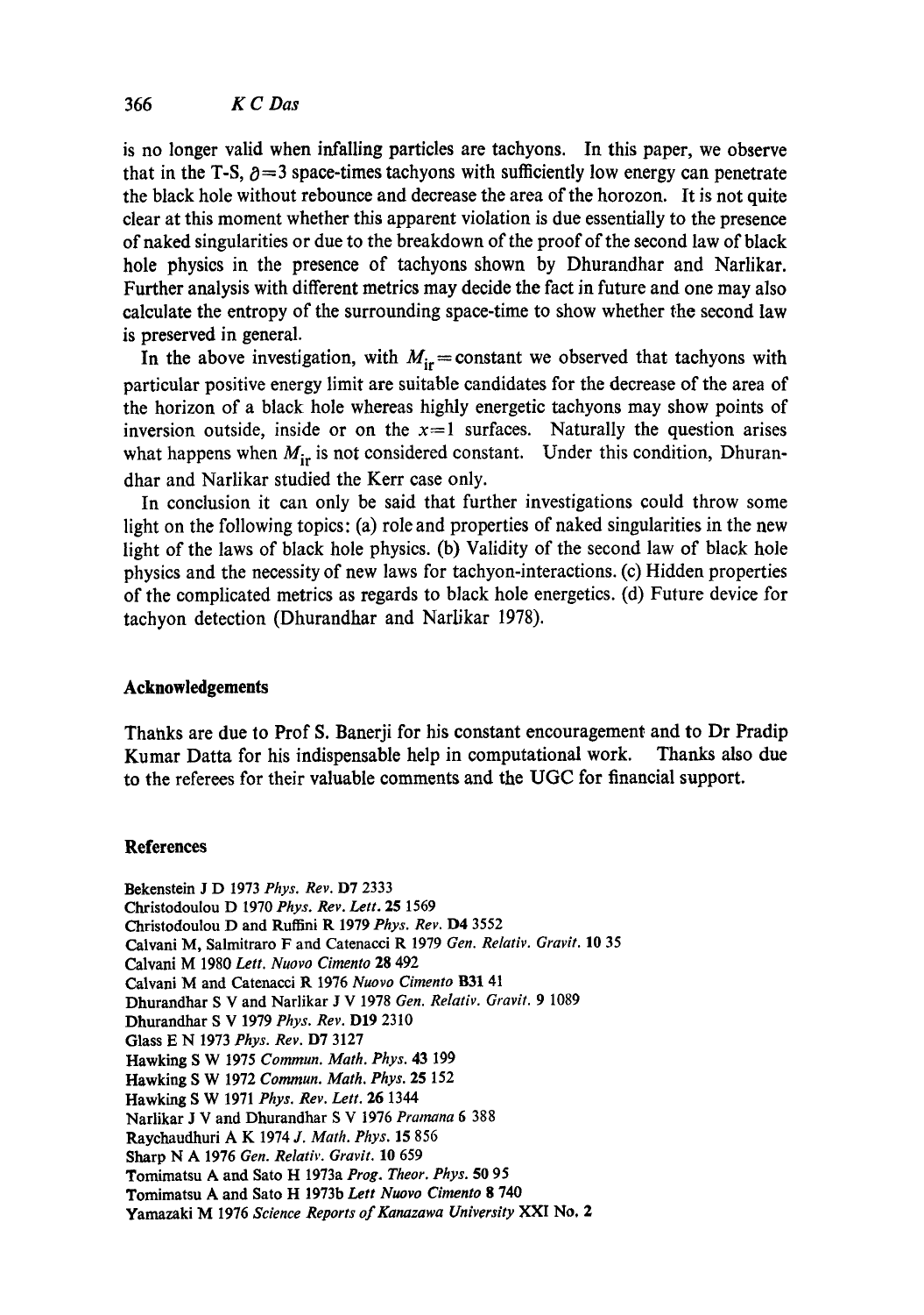is no longer valid when infalling particles are tachyons. In this paper, we observe that in the T-S, $\delta = 3$ space-times tachyons with sufficiently low energy can penetrate the black hole without rebounce and decrease the area of the horozon. It is not quite clear at this moment whether this apparent violation is due essentially to the presence of naked singularities or due to the breakdown of the proof of the second law of black hole physics in the presence of tachyons shown by Dhurandhar and Narlikar. Further analysis with different metrics may decide the fact in future and one may also calculate the entropy of the surrounding space-time to show whether the second law is preserved in general.

In the above investigation, with $M_{ir}$ = constant we observed that tachyons with particular positive energy limit are suitable candidates for the decrease of the area of the horizon of a black hole whereas highly energetic tachyons may show points of inversion outside, inside or on the $x=1$ surfaces. Naturally the question arises what happens when $M_{ir}$ is not considered constant. Under this condition, Dhurandhar and Narlikar studied the Kerr case only.

In conclusion it can only be said that further investigations could throw some light on the following topics: (a) role and properties of naked singularities in the new light of the laws of black hole physics. (b) Validity of the second law of black hole physics and the necessity of new laws for tachyon-interactions. (c) Hidden properties of the complicated metrics as regards to black hole energetics. (d) Future device for tachyon detection (Dhurandhar and Narlikar 1978).

## Acknowledgements

Thanks are due to Prof S. Banerji for his constant encouragement and to Dr Pradip Kumar Datta for his indispensable help in computational work. Thanks also due to the referees for their valuable comments and the UGC for financial support.

## References

Bekenstein J D 1973 *Phys. Rev.* **D7** 2333
Christodoulou D 1970 *Phys. Rev. Lett.* **25** 1569
Christodoulou D and Ruffini R 1979 *Phys. Rev.* **D4** 3552
Calvani M, Salmitraro F and Catenacci R 1979 *Gen. Relativ. Gravit.* **10** 35
Calvani M 1980 *Lett. Nuovo Cimento* **28** 492
Calvani M and Catenacci R 1976 *Nuovo Cimento* **B31** 41
Dhurandhar S V and Narlikar J V 1978 *Gen. Relativ. Gravit.* **9** 1089
Dhurandhar S V 1979 *Phys. Rev.* **D19** 2310
Glass E N 1973 *Phys. Rev.* **D7** 3127
Hawking S W 1975 *Commun. Math. Phys.* **43** 199
Hawking S W 1972 *Commun. Math. Phys.* **25** 152
Hawking S W 1971 *Phys. Rev. Lett.* **26** 1344
Narlikar J V and Dhurandhar S V 1976 *Pramana* **6** 388
Raychaudhuri A K 1974 *J. Math. Phys.* **15** 856
Sharp N A 1976 *Gen. Relativ. Gravit.* **10** 659
Tomimatsu A and Sato H 1973a *Prog. Theor. Phys.* **50** 95
Tomimatsu A and Sato H 1973b *Lett Nuovo Cimento* **8** 740
Yamazaki M 1976 *Science Reports of Kanazawa University* **XXI** No. 2